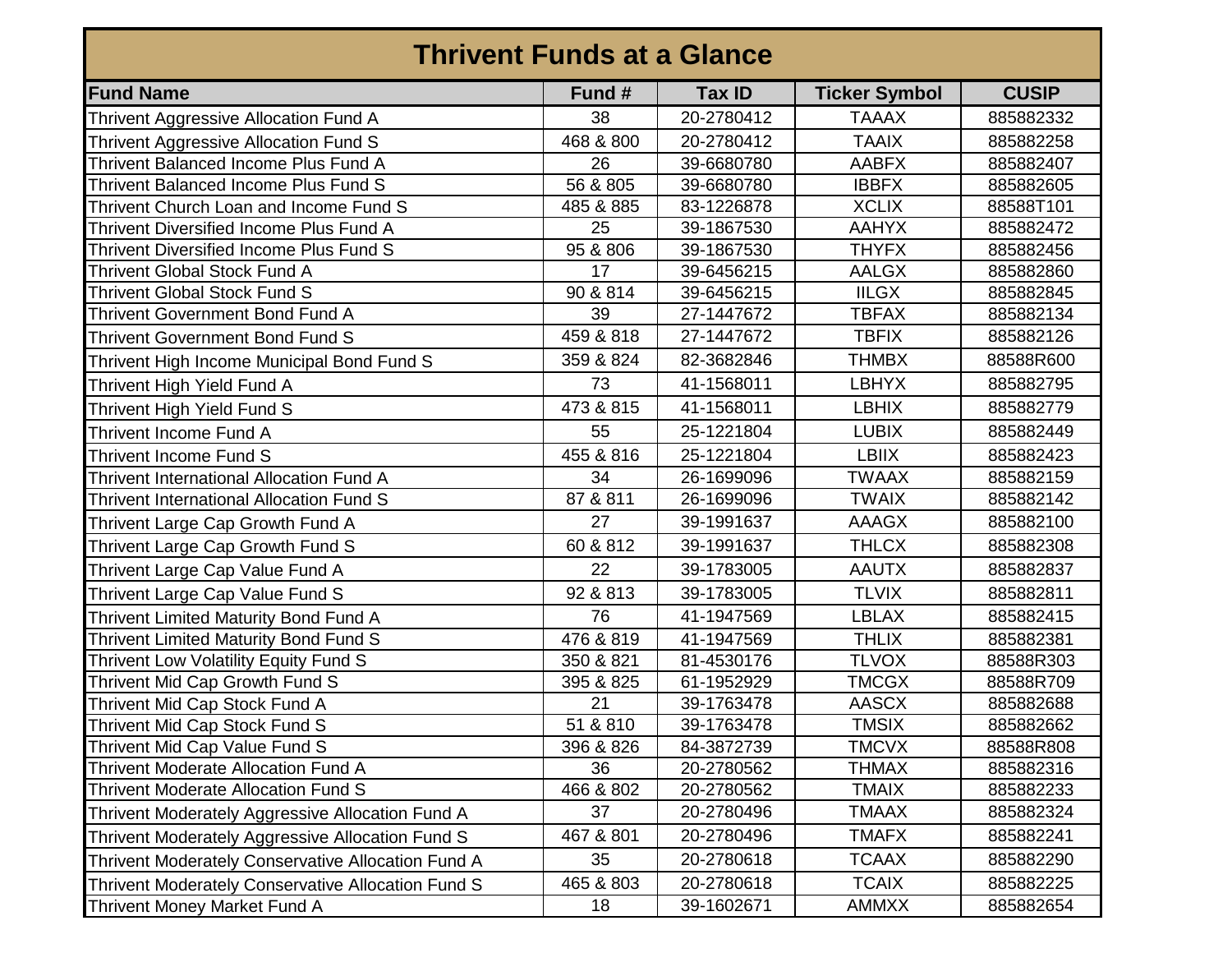# Thrivent Funds at a Glance

| Fund Name | Fund # | Tax ID | Ticker Symbol | CUSIP |
|---|---|---|---|---|
| Thrivent Aggressive Allocation Fund A | 38 | 20-2780412 | TAAAX | 885882332 |
| Thrivent Aggressive Allocation Fund S | 468 & 800 | 20-2780412 | TAAIX | 885882258 |
| Thrivent Balanced Income Plus Fund A | 26 | 39-6680780 | AABFX | 885882407 |
| Thrivent Balanced Income Plus Fund S | 56 & 805 | 39-6680780 | IBBFX | 885882605 |
| Thrivent Church Loan and Income Fund S | 485 & 885 | 83-1226878 | XCLIX | 88588T101 |
| Thrivent Diversified Income Plus Fund A | 25 | 39-1867530 | AAHYX | 885882472 |
| Thrivent Diversified Income Plus Fund S | 95 & 806 | 39-1867530 | THYFX | 885882456 |
| Thrivent Global Stock Fund A | 17 | 39-6456215 | AALGX | 885882860 |
| Thrivent Global Stock Fund S | 90 & 814 | 39-6456215 | IILGX | 885882845 |
| Thrivent Government Bond Fund A | 39 | 27-1447672 | TBFAX | 885882134 |
| Thrivent Government Bond Fund S | 459 & 818 | 27-1447672 | TBFIX | 885882126 |
| Thrivent High Income Municipal Bond Fund S | 359 & 824 | 82-3682846 | THMBX | 88588R600 |
| Thrivent High Yield Fund A | 73 | 41-1568011 | LBHYX | 885882795 |
| Thrivent High Yield Fund S | 473 & 815 | 41-1568011 | LBHIX | 885882779 |
| Thrivent Income Fund A | 55 | 25-1221804 | LUBIX | 885882449 |
| Thrivent Income Fund S | 455 & 816 | 25-1221804 | LBIIX | 885882423 |
| Thrivent International Allocation Fund A | 34 | 26-1699096 | TWAAX | 885882159 |
| Thrivent International Allocation Fund S | 87 & 811 | 26-1699096 | TWAIX | 885882142 |
| Thrivent Large Cap Growth Fund A | 27 | 39-1991637 | AAAGX | 885882100 |
| Thrivent Large Cap Growth Fund S | 60 & 812 | 39-1991637 | THLCX | 885882308 |
| Thrivent Large Cap Value Fund A | 22 | 39-1783005 | AAUTX | 885882837 |
| Thrivent Large Cap Value Fund S | 92 & 813 | 39-1783005 | TLVIX | 885882811 |
| Thrivent Limited Maturity Bond Fund A | 76 | 41-1947569 | LBLAX | 885882415 |
| Thrivent Limited Maturity Bond Fund S | 476 & 819 | 41-1947569 | THLIX | 885882381 |
| Thrivent Low Volatility Equity Fund S | 350 & 821 | 81-4530176 | TLVOX | 88588R303 |
| Thrivent Mid Cap Growth Fund S | 395 & 825 | 61-1952929 | TMCGX | 88588R709 |
| Thrivent Mid Cap Stock Fund A | 21 | 39-1763478 | AASCX | 885882688 |
| Thrivent Mid Cap Stock Fund S | 51 & 810 | 39-1763478 | TMSIX | 885882662 |
| Thrivent Mid Cap Value Fund S | 396 & 826 | 84-3872739 | TMCVX | 88588R808 |
| Thrivent Moderate Allocation Fund A | 36 | 20-2780562 | THMAX | 885882316 |
| Thrivent Moderate Allocation Fund S | 466 & 802 | 20-2780562 | TMAIX | 885882233 |
| Thrivent Moderately Aggressive Allocation Fund A | 37 | 20-2780496 | TMAAX | 885882324 |
| Thrivent Moderately Aggressive Allocation Fund S | 467 & 801 | 20-2780496 | TMAFX | 885882241 |
| Thrivent Moderately Conservative Allocation Fund A | 35 | 20-2780618 | TCAAX | 885882290 |
| Thrivent Moderately Conservative Allocation Fund S | 465 & 803 | 20-2780618 | TCAIX | 885882225 |
| Thrivent Money Market Fund A | 18 | 39-1602671 | AMMXX | 885882654 |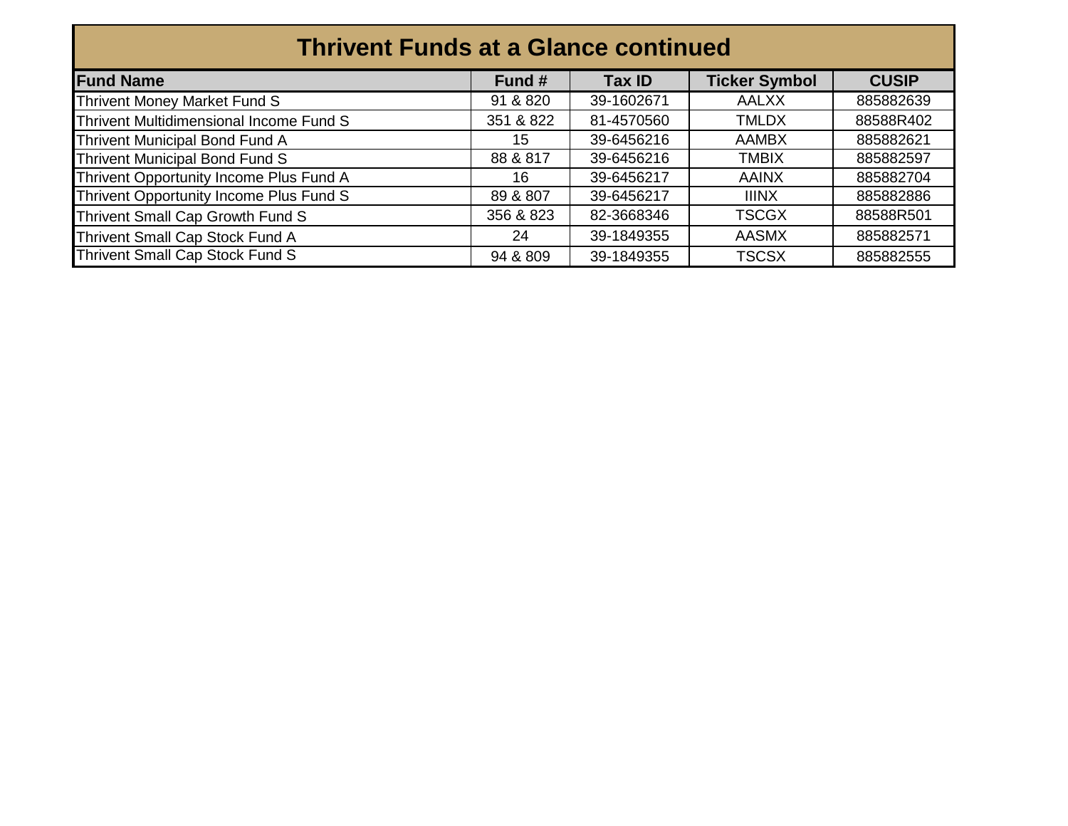## Thrivent Funds at a Glance continued

| Fund Name | Fund # | Tax ID | Ticker Symbol | CUSIP |
|---|---|---|---|---|
| Thrivent Money Market Fund S | 91 & 820 | 39-1602671 | AALXX | 885882639 |
| Thrivent Multidimensional Income Fund S | 351 & 822 | 81-4570560 | TMLDX | 88588R402 |
| Thrivent Municipal Bond Fund A | 15 | 39-6456216 | AAMBX | 885882621 |
| Thrivent Municipal Bond Fund S | 88 & 817 | 39-6456216 | TMBIX | 885882597 |
| Thrivent Opportunity Income Plus Fund A | 16 | 39-6456217 | AAINX | 885882704 |
| Thrivent Opportunity Income Plus Fund S | 89 & 807 | 39-6456217 | IIINX | 885882886 |
| Thrivent Small Cap Growth Fund S | 356 & 823 | 82-3668346 | TSCGX | 88588R501 |
| Thrivent Small Cap Stock Fund A | 24 | 39-1849355 | AASMX | 885882571 |
| Thrivent Small Cap Stock Fund S | 94 & 809 | 39-1849355 | TSCSX | 885882555 |